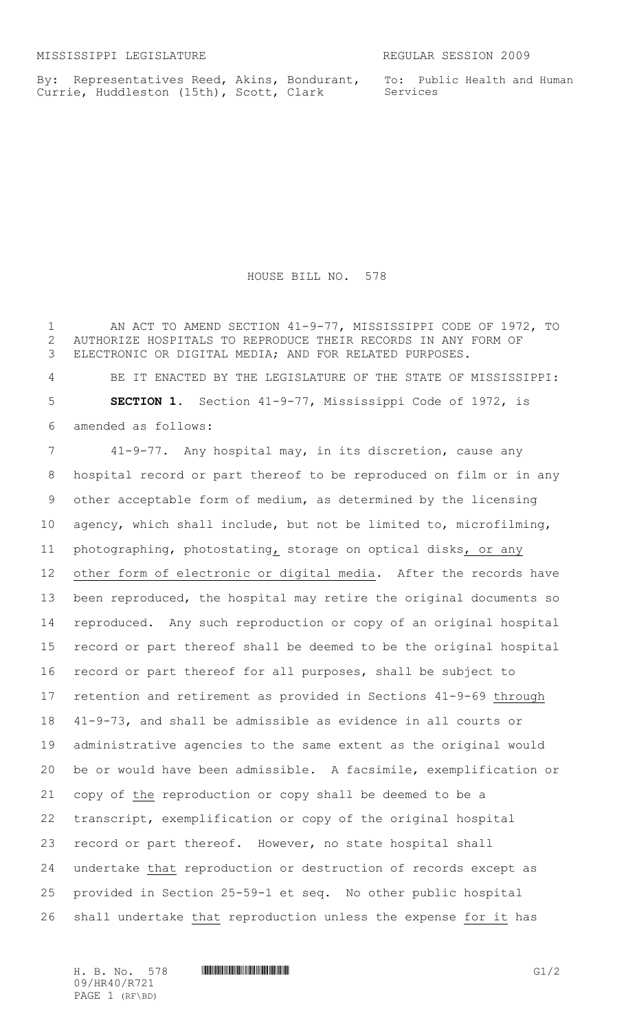MISSISSIPPI LEGISLATURE REGULAR SESSION 2009

By: Representatives Reed, Akins, Bondurant, Currie, Huddleston (15th), Scott, Clark

To: Public Health and Human Services

# HOUSE BILL NO. 578

AN ACT TO AMEND SECTION 41-9-77, MISSISSIPPI CODE OF 1972, TO AUTHORIZE HOSPITALS TO REPRODUCE THEIR RECORDS IN ANY FORM OF ELECTRONIC OR DIGITAL MEDIA; AND FOR RELATED PURPOSES.

BE IT ENACTED BY THE LEGISLATURE OF THE STATE OF MISSISSIPPI:

**SECTION 1.** Section 41-9-77, Mississippi Code of 1972, is amended as follows:

41-9-77. Any hospital may, in its discretion, cause any hospital record or part thereof to be reproduced on film or in any other acceptable form of medium, as determined by the licensing agency, which shall include, but not be limited to, microfilming, photographing, photostating, storage on optical disks, or any other form of electronic or digital media. After the records have been reproduced, the hospital may retire the original documents so reproduced. Any such reproduction or copy of an original hospital record or part thereof shall be deemed to be the original hospital record or part thereof for all purposes, shall be subject to retention and retirement as provided in Sections 41-9-69 through 41-9-73, and shall be admissible as evidence in all courts or administrative agencies to the same extent as the original would be or would have been admissible. A facsimile, exemplification or copy of the reproduction or copy shall be deemed to be a transcript, exemplification or copy of the original hospital record or part thereof. However, no state hospital shall undertake that reproduction or destruction of records except as provided in Section 25-59-1 et seq. No other public hospital shall undertake that reproduction unless the expense for it has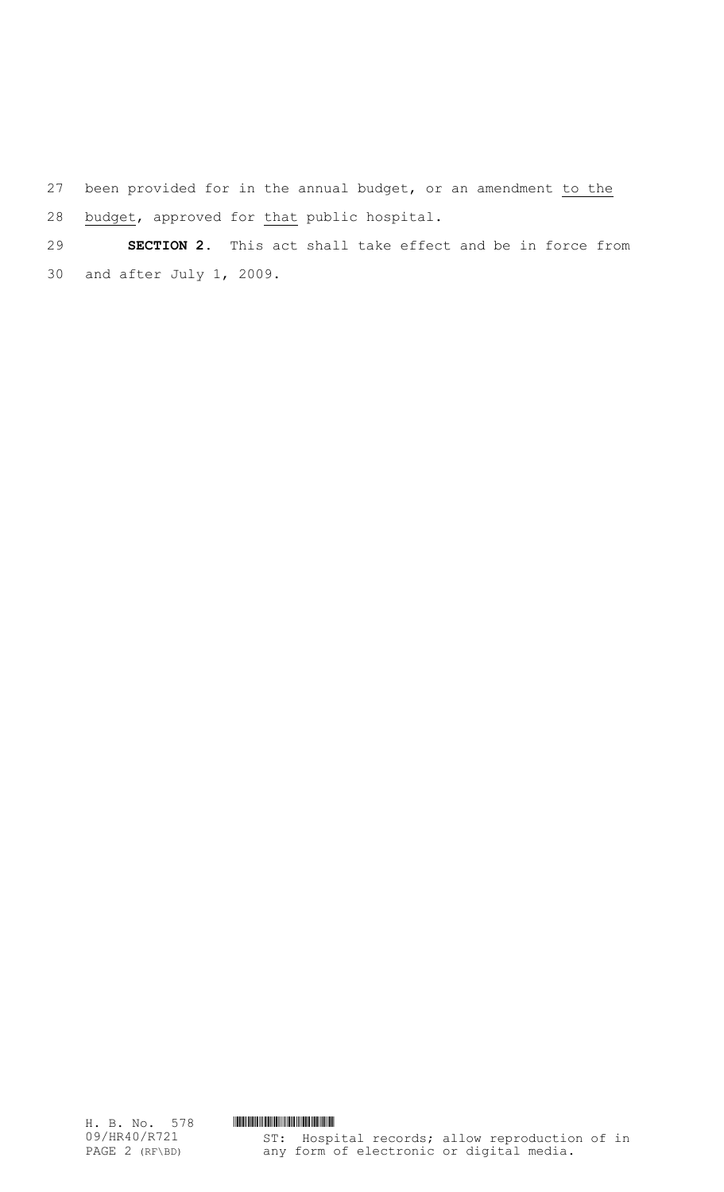27 been provided for in the annual budget, or an amendment to the

28 budget, approved for that public hospital.

29 **SECTION 2.** This act shall take effect and be in force from

30 and after July 1, 2009.

H. B. No. 578
09/HR40/R721
PAGE 2 (RF\BD)

ST: Hospital records; allow reproduction of in any form of electronic or digital media.